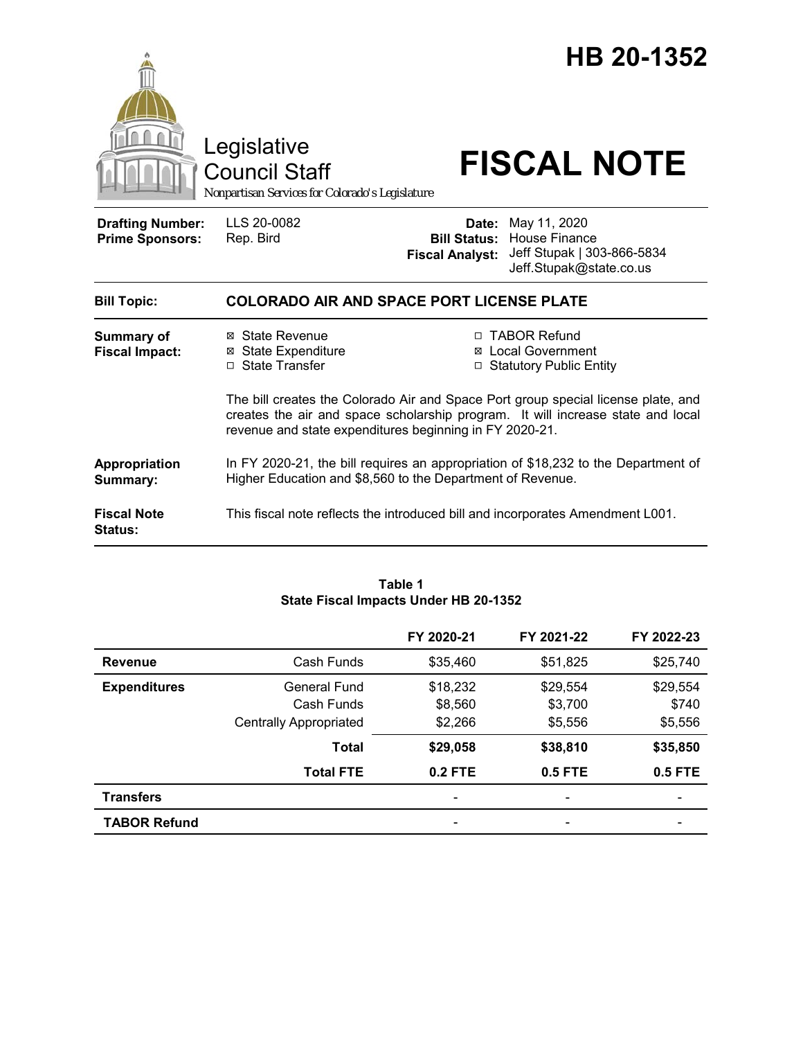# HB 20-1352

Legislative Council Staff

*Nonpartisan Services for Colorado's Legislature*

# FISCAL NOTE

| | | | |
|---|---|---|---|
| **Drafting Number:** | LLS 20-0082 | **Date:** | May 11, 2020 |
| **Prime Sponsors:** | Rep. Bird | **Bill Status:** | House Finance |
| | | **Fiscal Analyst:** | Jeff Stupak \| 303-866-5834 Jeff.Stupak@state.co.us |

| | |
|---|---|
| **Bill Topic:** | **COLORADO AIR AND SPACE PORT LICENSE PLATE** |
| **Summary of Fiscal Impact:** | ☒ State Revenue ☒ State Expenditure ☐ State Transfer ☐ TABOR Refund ☒ Local Government ☐ Statutory Public Entity<br><br>The bill creates the Colorado Air and Space Port group special license plate, and creates the air and space scholarship program. It will increase state and local revenue and state expenditures beginning in FY 2020-21. |
| **Appropriation Summary:** | In FY 2020-21, the bill requires an appropriation of $18,232 to the Department of Higher Education and $8,560 to the Department of Revenue. |
| **Fiscal Note Status:** | This fiscal note reflects the introduced bill and incorporates Amendment L001. |

**Table 1**
**State Fiscal Impacts Under HB 20-1352**

| | | FY 2020-21 | FY 2021-22 | FY 2022-23 |
|---|---|---|---|---|
| **Revenue** | Cash Funds | $35,460 | $51,825 | $25,740 |
| **Expenditures** | General Fund | $18,232 | $29,554 | $29,554 |
| | Cash Funds | $8,560 | $3,700 | $740 |
| | Centrally Appropriated | $2,266 | $5,556 | $5,556 |
| | **Total** | **$29,058** | **$38,810** | **$35,850** |
| | **Total FTE** | **0.2 FTE** | **0.5 FTE** | **0.5 FTE** |
| **Transfers** | | - | - | - |
| **TABOR Refund** | | - | - | - |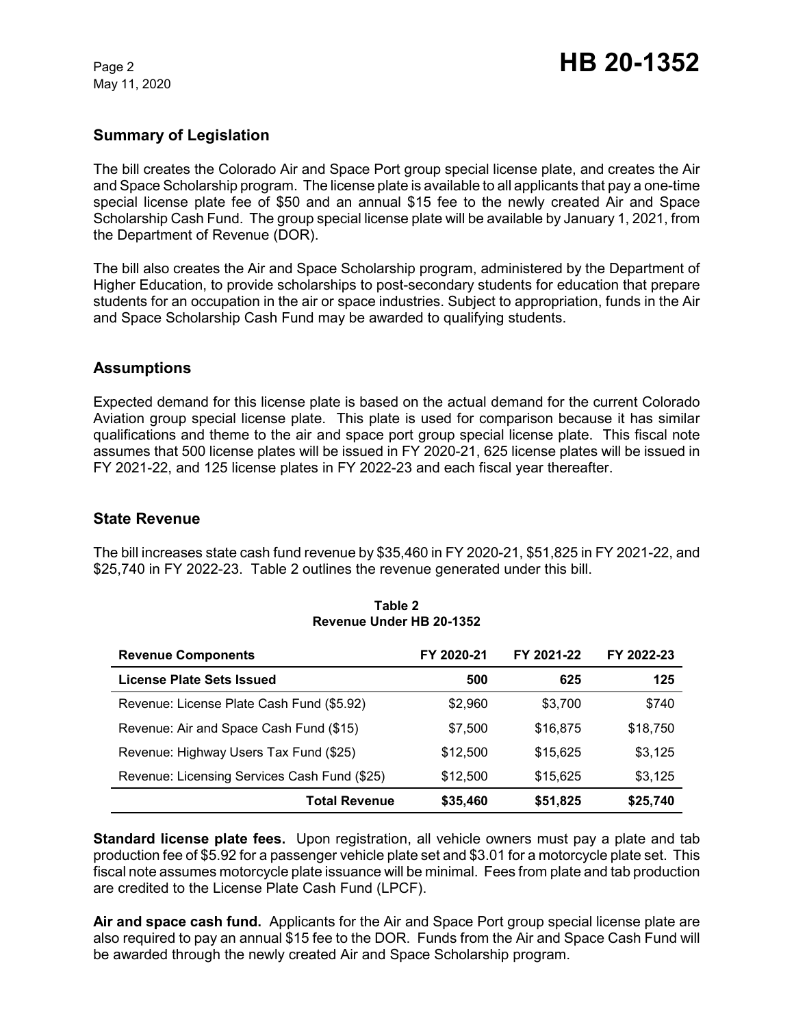## Summary of Legislation

The bill creates the Colorado Air and Space Port group special license plate, and creates the Air and Space Scholarship program. The license plate is available to all applicants that pay a one-time special license plate fee of $50 and an annual $15 fee to the newly created Air and Space Scholarship Cash Fund. The group special license plate will be available by January 1, 2021, from the Department of Revenue (DOR).

The bill also creates the Air and Space Scholarship program, administered by the Department of Higher Education, to provide scholarships to post-secondary students for education that prepare students for an occupation in the air or space industries. Subject to appropriation, funds in the Air and Space Scholarship Cash Fund may be awarded to qualifying students.

## Assumptions

Expected demand for this license plate is based on the actual demand for the current Colorado Aviation group special license plate. This plate is used for comparison because it has similar qualifications and theme to the air and space port group special license plate. This fiscal note assumes that 500 license plates will be issued in FY 2020-21, 625 license plates will be issued in FY 2021-22, and 125 license plates in FY 2022-23 and each fiscal year thereafter.

## State Revenue

The bill increases state cash fund revenue by $35,460 in FY 2020-21, $51,825 in FY 2021-22, and $25,740 in FY 2022-23. Table 2 outlines the revenue generated under this bill.

**Table 2**
**Revenue Under HB 20-1352**

| Revenue Components | FY 2020-21 | FY 2021-22 | FY 2022-23 |
|---|---|---|---|
| **License Plate Sets Issued** | **500** | **625** | **125** |
| Revenue: License Plate Cash Fund ($5.92) | $2,960 | $3,700 | $740 |
| Revenue: Air and Space Cash Fund ($15) | $7,500 | $16,875 | $18,750 |
| Revenue: Highway Users Tax Fund ($25) | $12,500 | $15,625 | $3,125 |
| Revenue: Licensing Services Cash Fund ($25) | $12,500 | $15,625 | $3,125 |
| **Total Revenue** | **$35,460** | **$51,825** | **$25,740** |

**Standard license plate fees.** Upon registration, all vehicle owners must pay a plate and tab production fee of $5.92 for a passenger vehicle plate set and $3.01 for a motorcycle plate set. This fiscal note assumes motorcycle plate issuance will be minimal. Fees from plate and tab production are credited to the License Plate Cash Fund (LPCF).

**Air and space cash fund.** Applicants for the Air and Space Port group special license plate are also required to pay an annual $15 fee to the DOR. Funds from the Air and Space Cash Fund will be awarded through the newly created Air and Space Scholarship program.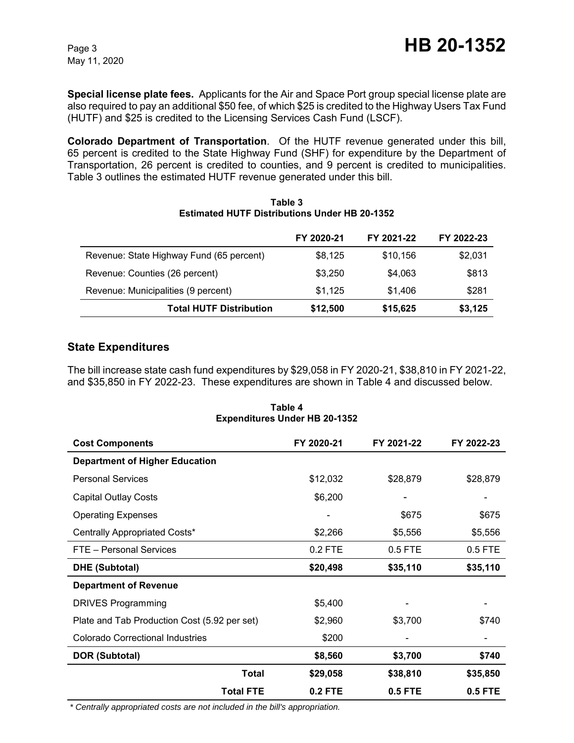**Special license plate fees.** Applicants for the Air and Space Port group special license plate are also required to pay an additional $50 fee, of which $25 is credited to the Highway Users Tax Fund (HUTF) and $25 is credited to the Licensing Services Cash Fund (LSCF).

**Colorado Department of Transportation**. Of the HUTF revenue generated under this bill, 65 percent is credited to the State Highway Fund (SHF) for expenditure by the Department of Transportation, 26 percent is credited to counties, and 9 percent is credited to municipalities. Table 3 outlines the estimated HUTF revenue generated under this bill.

**Table 3**
**Estimated HUTF Distributions Under HB 20-1352**

| | FY 2020-21 | FY 2021-22 | FY 2022-23 |
|---|---|---|---|
| Revenue: State Highway Fund (65 percent) | $8,125 | $10,156 | $2,031 |
| Revenue: Counties (26 percent) | $3,250 | $4,063 | $813 |
| Revenue: Municipalities (9 percent) | $1,125 | $1,406 | $281 |
| **Total HUTF Distribution** | **$12,500** | **$15,625** | **$3,125** |

## State Expenditures

The bill increase state cash fund expenditures by $29,058 in FY 2020-21, $38,810 in FY 2021-22, and $35,850 in FY 2022-23. These expenditures are shown in Table 4 and discussed below.

**Table 4**
**Expenditures Under HB 20-1352**

| Cost Components | FY 2020-21 | FY 2021-22 | FY 2022-23 |
|---|---|---|---|
| **Department of Higher Education** | | | |
| Personal Services | $12,032 | $28,879 | $28,879 |
| Capital Outlay Costs | $6,200 | - | - |
| Operating Expenses | - | $675 | $675 |
| Centrally Appropriated Costs* | $2,266 | $5,556 | $5,556 |
| FTE – Personal Services | 0.2 FTE | 0.5 FTE | 0.5 FTE |
| **DHE (Subtotal)** | **$20,498** | **$35,110** | **$35,110** |
| **Department of Revenue** | | | |
| DRIVES Programming | $5,400 | - | - |
| Plate and Tab Production Cost (5.92 per set) | $2,960 | $3,700 | $740 |
| Colorado Correctional Industries | $200 | - | - |
| **DOR (Subtotal)** | **$8,560** | **$3,700** | **$740** |
| **Total** | **$29,058** | **$38,810** | **$35,850** |
| **Total FTE** | **0.2 FTE** | **0.5 FTE** | **0.5 FTE** |

*\* Centrally appropriated costs are not included in the bill's appropriation.*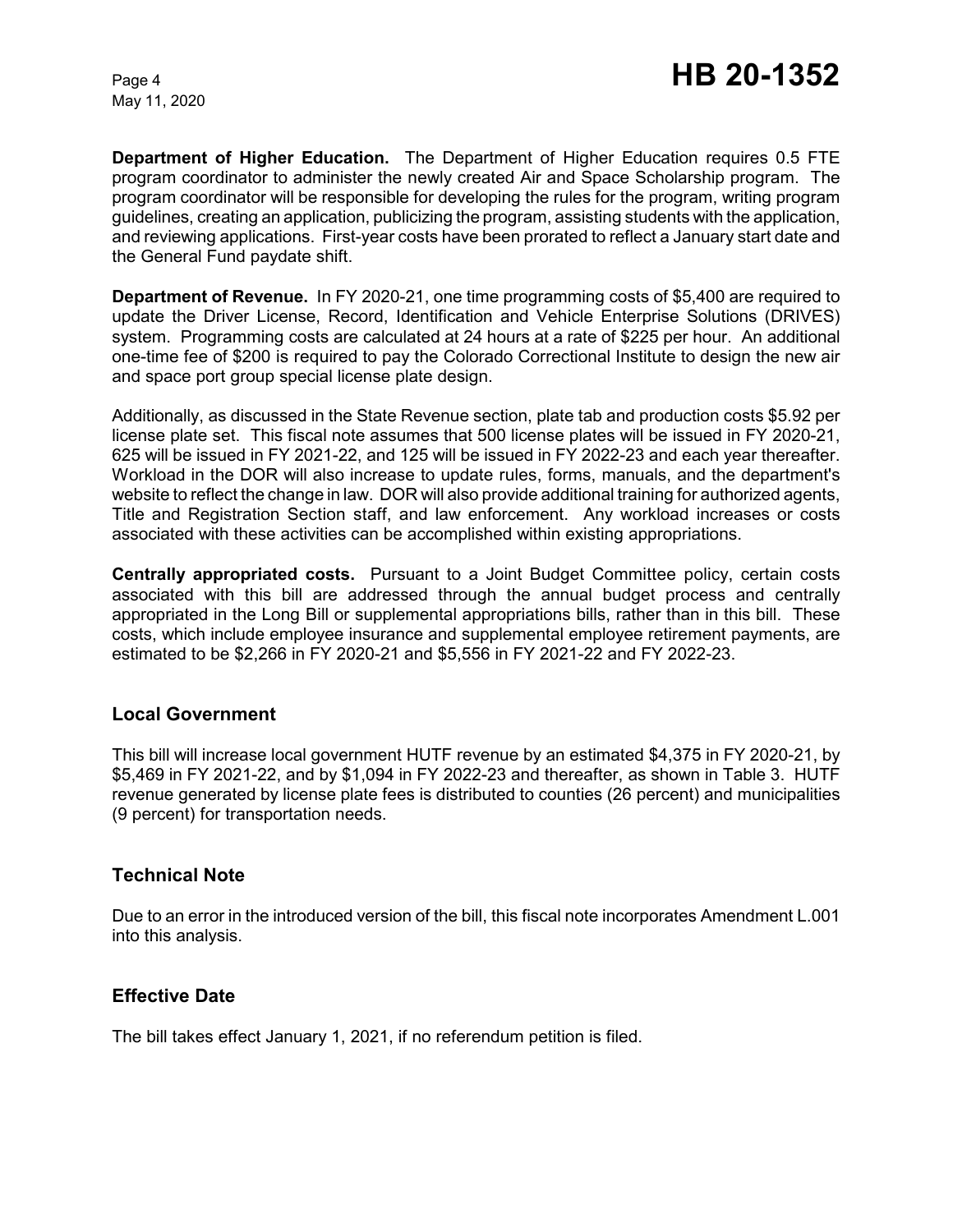**Department of Higher Education.** The Department of Higher Education requires 0.5 FTE program coordinator to administer the newly created Air and Space Scholarship program. The program coordinator will be responsible for developing the rules for the program, writing program guidelines, creating an application, publicizing the program, assisting students with the application, and reviewing applications. First-year costs have been prorated to reflect a January start date and the General Fund paydate shift.

**Department of Revenue.** In FY 2020-21, one time programming costs of $5,400 are required to update the Driver License, Record, Identification and Vehicle Enterprise Solutions (DRIVES) system. Programming costs are calculated at 24 hours at a rate of $225 per hour. An additional one-time fee of $200 is required to pay the Colorado Correctional Institute to design the new air and space port group special license plate design.

Additionally, as discussed in the State Revenue section, plate tab and production costs $5.92 per license plate set. This fiscal note assumes that 500 license plates will be issued in FY 2020-21, 625 will be issued in FY 2021-22, and 125 will be issued in FY 2022-23 and each year thereafter. Workload in the DOR will also increase to update rules, forms, manuals, and the department's website to reflect the change in law. DOR will also provide additional training for authorized agents, Title and Registration Section staff, and law enforcement. Any workload increases or costs associated with these activities can be accomplished within existing appropriations.

**Centrally appropriated costs.** Pursuant to a Joint Budget Committee policy, certain costs associated with this bill are addressed through the annual budget process and centrally appropriated in the Long Bill or supplemental appropriations bills, rather than in this bill. These costs, which include employee insurance and supplemental employee retirement payments, are estimated to be $2,266 in FY 2020-21 and $5,556 in FY 2021-22 and FY 2022-23.

## Local Government

This bill will increase local government HUTF revenue by an estimated $4,375 in FY 2020-21, by $5,469 in FY 2021-22, and by $1,094 in FY 2022-23 and thereafter, as shown in Table 3. HUTF revenue generated by license plate fees is distributed to counties (26 percent) and municipalities (9 percent) for transportation needs.

## Technical Note

Due to an error in the introduced version of the bill, this fiscal note incorporates Amendment L.001 into this analysis.

## Effective Date

The bill takes effect January 1, 2021, if no referendum petition is filed.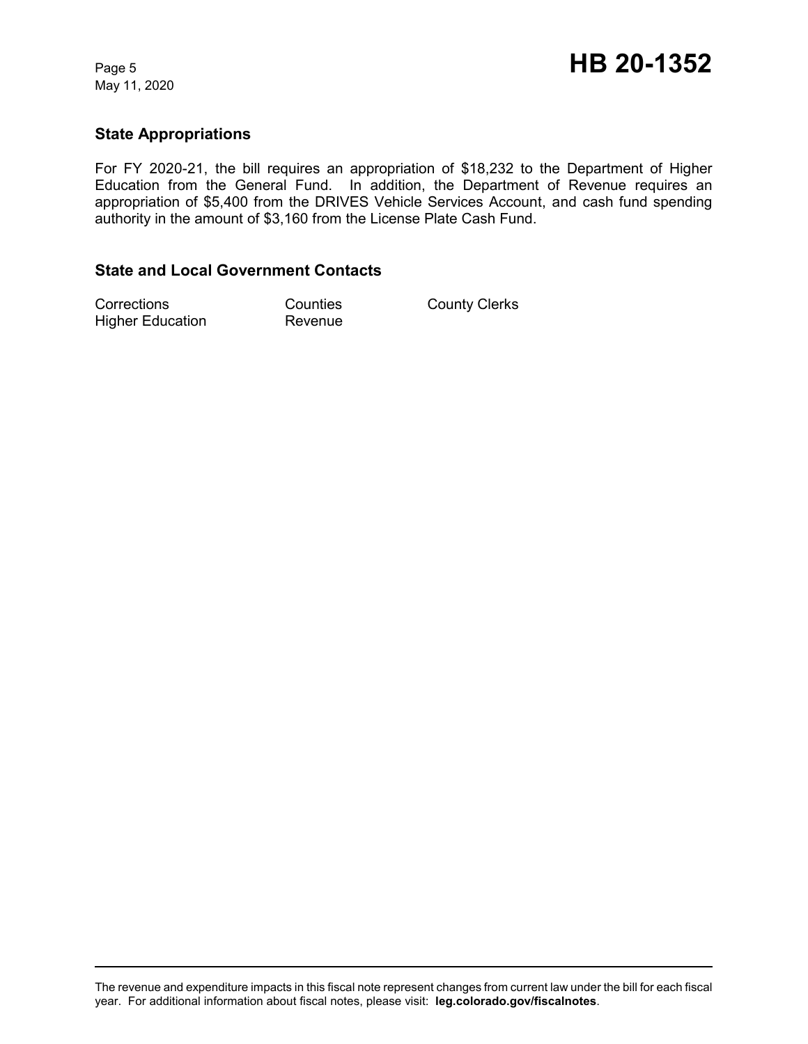## State Appropriations

For FY 2020-21, the bill requires an appropriation of $18,232 to the Department of Higher Education from the General Fund. In addition, the Department of Revenue requires an appropriation of $5,400 from the DRIVES Vehicle Services Account, and cash fund spending authority in the amount of $3,160 from the License Plate Cash Fund.

## State and Local Government Contacts

| | | |
|---|---|---|
| Corrections | Counties | County Clerks |
| Higher Education | Revenue | |

The revenue and expenditure impacts in this fiscal note represent changes from current law under the bill for each fiscal year. For additional information about fiscal notes, please visit: **leg.colorado.gov/fiscalnotes**.